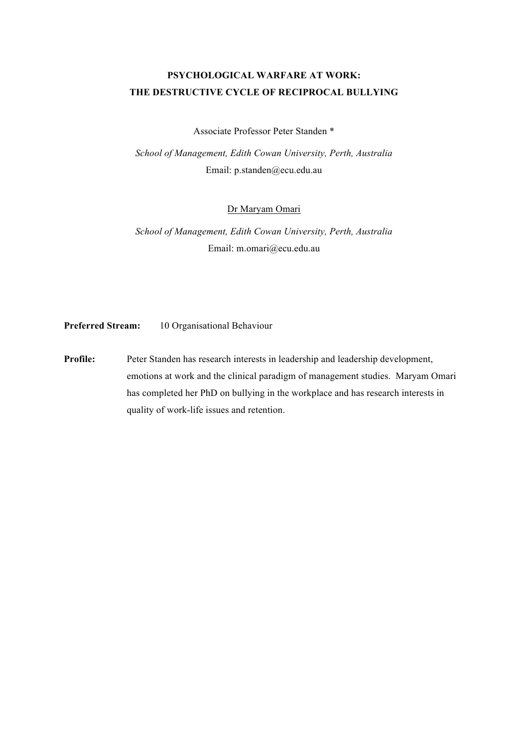# PSYCHOLOGICAL WARFARE AT WORK: THE DESTRUCTIVE CYCLE OF RECIPROCAL BULLYING

Associate Professor Peter Standen *

*School of Management, Edith Cowan University, Perth, Australia*

Email: p.standen@ecu.edu.au

<u>Dr Maryam Omari</u>

*School of Management, Edith Cowan University, Perth, Australia*

Email: m.omari@ecu.edu.au

**Preferred Stream:** 10 Organisational Behaviour

**Profile:** Peter Standen has research interests in leadership and leadership development, emotions at work and the clinical paradigm of management studies. Maryam Omari has completed her PhD on bullying in the workplace and has research interests in quality of work-life issues and retention.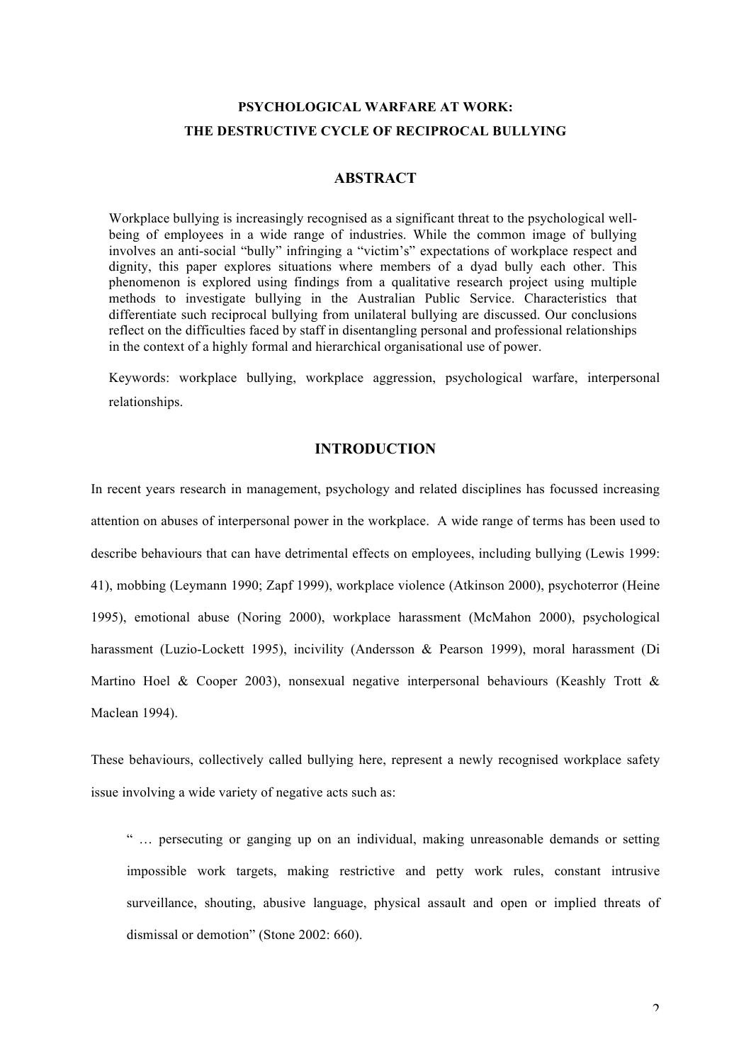**PSYCHOLOGICAL WARFARE AT WORK:**
**THE DESTRUCTIVE CYCLE OF RECIPROCAL BULLYING**

## ABSTRACT

Workplace bullying is increasingly recognised as a significant threat to the psychological well-being of employees in a wide range of industries. While the common image of bullying involves an anti-social "bully" infringing a "victim's" expectations of workplace respect and dignity, this paper explores situations where members of a dyad bully each other. This phenomenon is explored using findings from a qualitative research project using multiple methods to investigate bullying in the Australian Public Service. Characteristics that differentiate such reciprocal bullying from unilateral bullying are discussed. Our conclusions reflect on the difficulties faced by staff in disentangling personal and professional relationships in the context of a highly formal and hierarchical organisational use of power.

Keywords: workplace bullying, workplace aggression, psychological warfare, interpersonal relationships.

## INTRODUCTION

In recent years research in management, psychology and related disciplines has focussed increasing attention on abuses of interpersonal power in the workplace. A wide range of terms has been used to describe behaviours that can have detrimental effects on employees, including bullying (Lewis 1999: 41), mobbing (Leymann 1990; Zapf 1999), workplace violence (Atkinson 2000), psychoterror (Heine 1995), emotional abuse (Noring 2000), workplace harassment (McMahon 2000), psychological harassment (Luzio-Lockett 1995), incivility (Andersson & Pearson 1999), moral harassment (Di Martino Hoel & Cooper 2003), nonsexual negative interpersonal behaviours (Keashly Trott & Maclean 1994).

These behaviours, collectively called bullying here, represent a newly recognised workplace safety issue involving a wide variety of negative acts such as:

> " … persecuting or ganging up on an individual, making unreasonable demands or setting impossible work targets, making restrictive and petty work rules, constant intrusive surveillance, shouting, abusive language, physical assault and open or implied threats of dismissal or demotion" (Stone 2002: 660).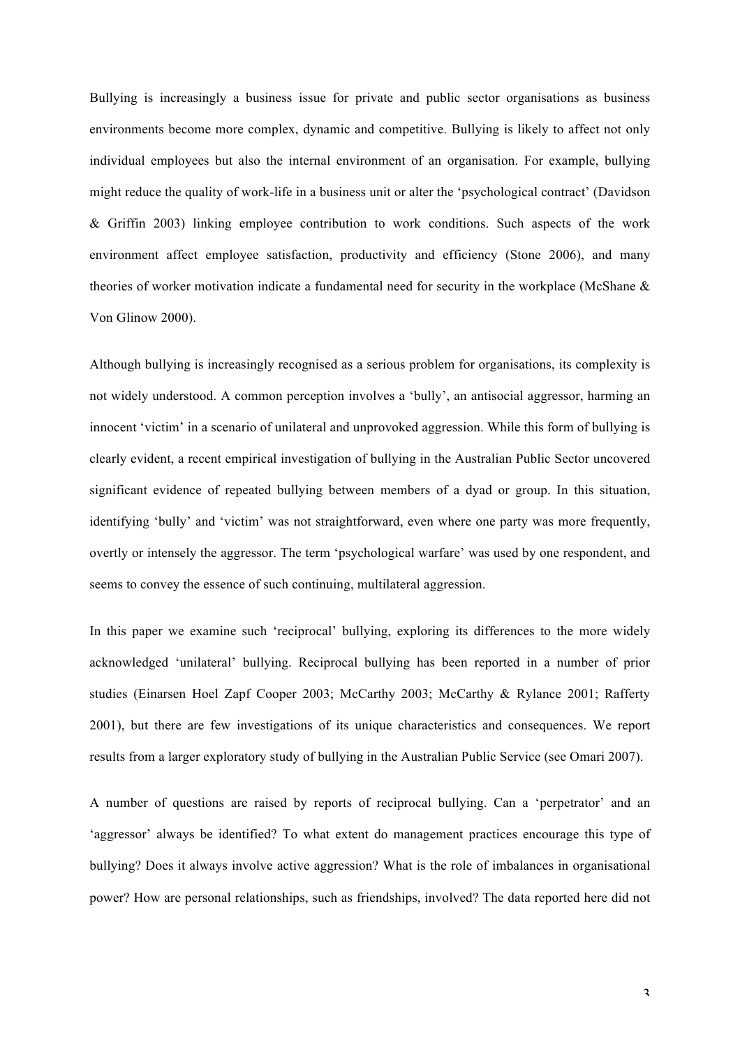Bullying is increasingly a business issue for private and public sector organisations as business environments become more complex, dynamic and competitive. Bullying is likely to affect not only individual employees but also the internal environment of an organisation. For example, bullying might reduce the quality of work-life in a business unit or alter the 'psychological contract' (Davidson & Griffin 2003) linking employee contribution to work conditions. Such aspects of the work environment affect employee satisfaction, productivity and efficiency (Stone 2006), and many theories of worker motivation indicate a fundamental need for security in the workplace (McShane & Von Glinow 2000).

Although bullying is increasingly recognised as a serious problem for organisations, its complexity is not widely understood. A common perception involves a 'bully', an antisocial aggressor, harming an innocent 'victim' in a scenario of unilateral and unprovoked aggression. While this form of bullying is clearly evident, a recent empirical investigation of bullying in the Australian Public Sector uncovered significant evidence of repeated bullying between members of a dyad or group. In this situation, identifying 'bully' and 'victim' was not straightforward, even where one party was more frequently, overtly or intensely the aggressor. The term 'psychological warfare' was used by one respondent, and seems to convey the essence of such continuing, multilateral aggression.

In this paper we examine such 'reciprocal' bullying, exploring its differences to the more widely acknowledged 'unilateral' bullying. Reciprocal bullying has been reported in a number of prior studies (Einarsen Hoel Zapf Cooper 2003; McCarthy 2003; McCarthy & Rylance 2001; Rafferty 2001), but there are few investigations of its unique characteristics and consequences. We report results from a larger exploratory study of bullying in the Australian Public Service (see Omari 2007).

A number of questions are raised by reports of reciprocal bullying. Can a 'perpetrator' and an 'aggressor' always be identified? To what extent do management practices encourage this type of bullying? Does it always involve active aggression? What is the role of imbalances in organisational power? How are personal relationships, such as friendships, involved? The data reported here did not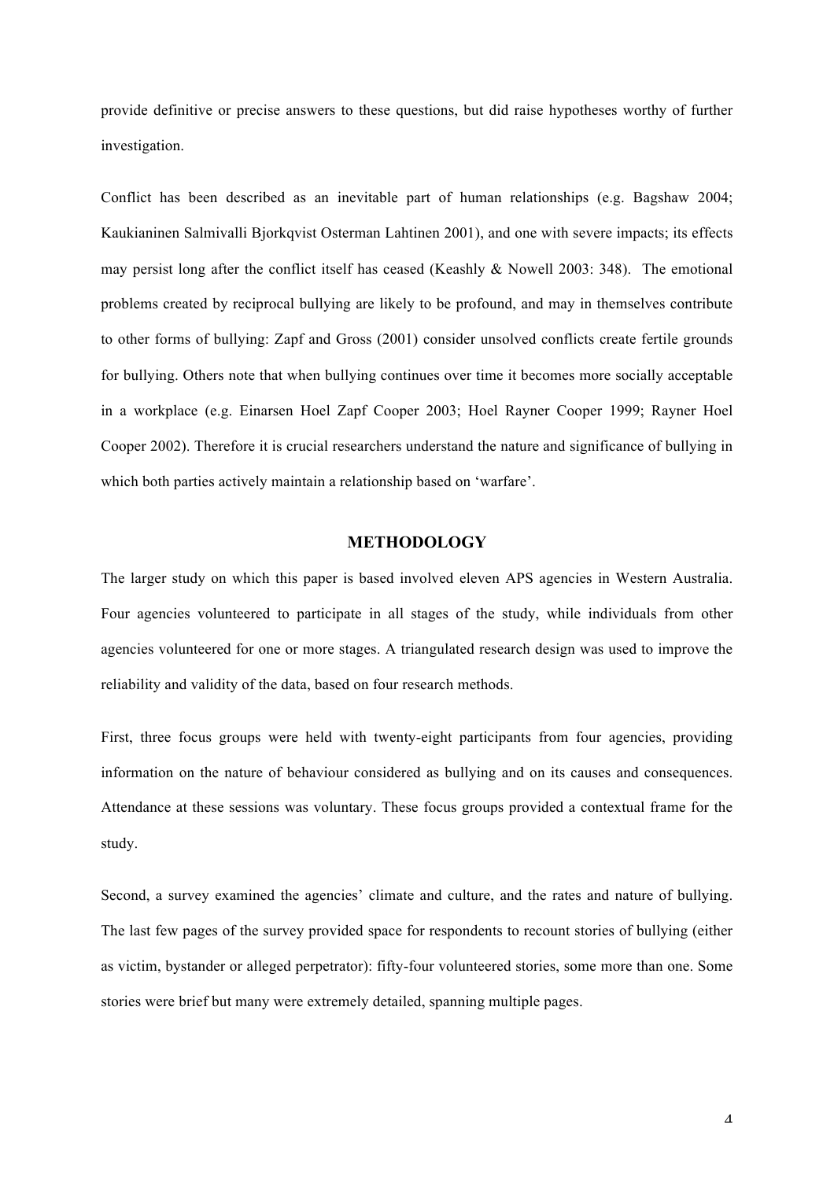provide definitive or precise answers to these questions, but did raise hypotheses worthy of further investigation.

Conflict has been described as an inevitable part of human relationships (e.g. Bagshaw 2004; Kaukianinen Salmivalli Bjorkqvist Osterman Lahtinen 2001), and one with severe impacts; its effects may persist long after the conflict itself has ceased (Keashly & Nowell 2003: 348). The emotional problems created by reciprocal bullying are likely to be profound, and may in themselves contribute to other forms of bullying: Zapf and Gross (2001) consider unsolved conflicts create fertile grounds for bullying. Others note that when bullying continues over time it becomes more socially acceptable in a workplace (e.g. Einarsen Hoel Zapf Cooper 2003; Hoel Rayner Cooper 1999; Rayner Hoel Cooper 2002). Therefore it is crucial researchers understand the nature and significance of bullying in which both parties actively maintain a relationship based on 'warfare'.

## METHODOLOGY

The larger study on which this paper is based involved eleven APS agencies in Western Australia. Four agencies volunteered to participate in all stages of the study, while individuals from other agencies volunteered for one or more stages. A triangulated research design was used to improve the reliability and validity of the data, based on four research methods.

First, three focus groups were held with twenty-eight participants from four agencies, providing information on the nature of behaviour considered as bullying and on its causes and consequences. Attendance at these sessions was voluntary. These focus groups provided a contextual frame for the study.

Second, a survey examined the agencies' climate and culture, and the rates and nature of bullying. The last few pages of the survey provided space for respondents to recount stories of bullying (either as victim, bystander or alleged perpetrator): fifty-four volunteered stories, some more than one. Some stories were brief but many were extremely detailed, spanning multiple pages.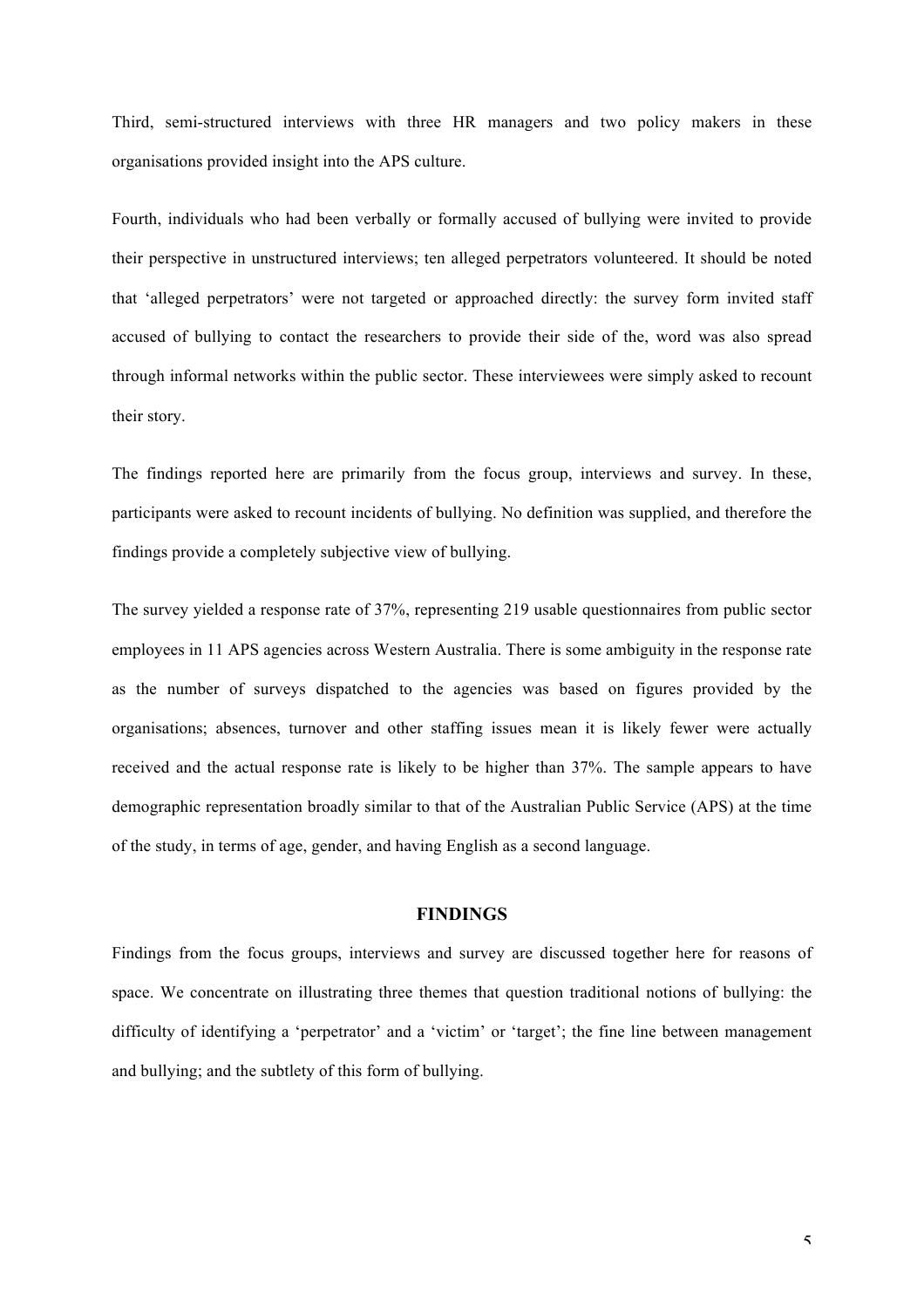Third, semi-structured interviews with three HR managers and two policy makers in these organisations provided insight into the APS culture.

Fourth, individuals who had been verbally or formally accused of bullying were invited to provide their perspective in unstructured interviews; ten alleged perpetrators volunteered. It should be noted that 'alleged perpetrators' were not targeted or approached directly: the survey form invited staff accused of bullying to contact the researchers to provide their side of the, word was also spread through informal networks within the public sector. These interviewees were simply asked to recount their story.

The findings reported here are primarily from the focus group, interviews and survey. In these, participants were asked to recount incidents of bullying. No definition was supplied, and therefore the findings provide a completely subjective view of bullying.

The survey yielded a response rate of 37%, representing 219 usable questionnaires from public sector employees in 11 APS agencies across Western Australia. There is some ambiguity in the response rate as the number of surveys dispatched to the agencies was based on figures provided by the organisations; absences, turnover and other staffing issues mean it is likely fewer were actually received and the actual response rate is likely to be higher than 37%. The sample appears to have demographic representation broadly similar to that of the Australian Public Service (APS) at the time of the study, in terms of age, gender, and having English as a second language.

## FINDINGS

Findings from the focus groups, interviews and survey are discussed together here for reasons of space. We concentrate on illustrating three themes that question traditional notions of bullying: the difficulty of identifying a 'perpetrator' and a 'victim' or 'target'; the fine line between management and bullying; and the subtlety of this form of bullying.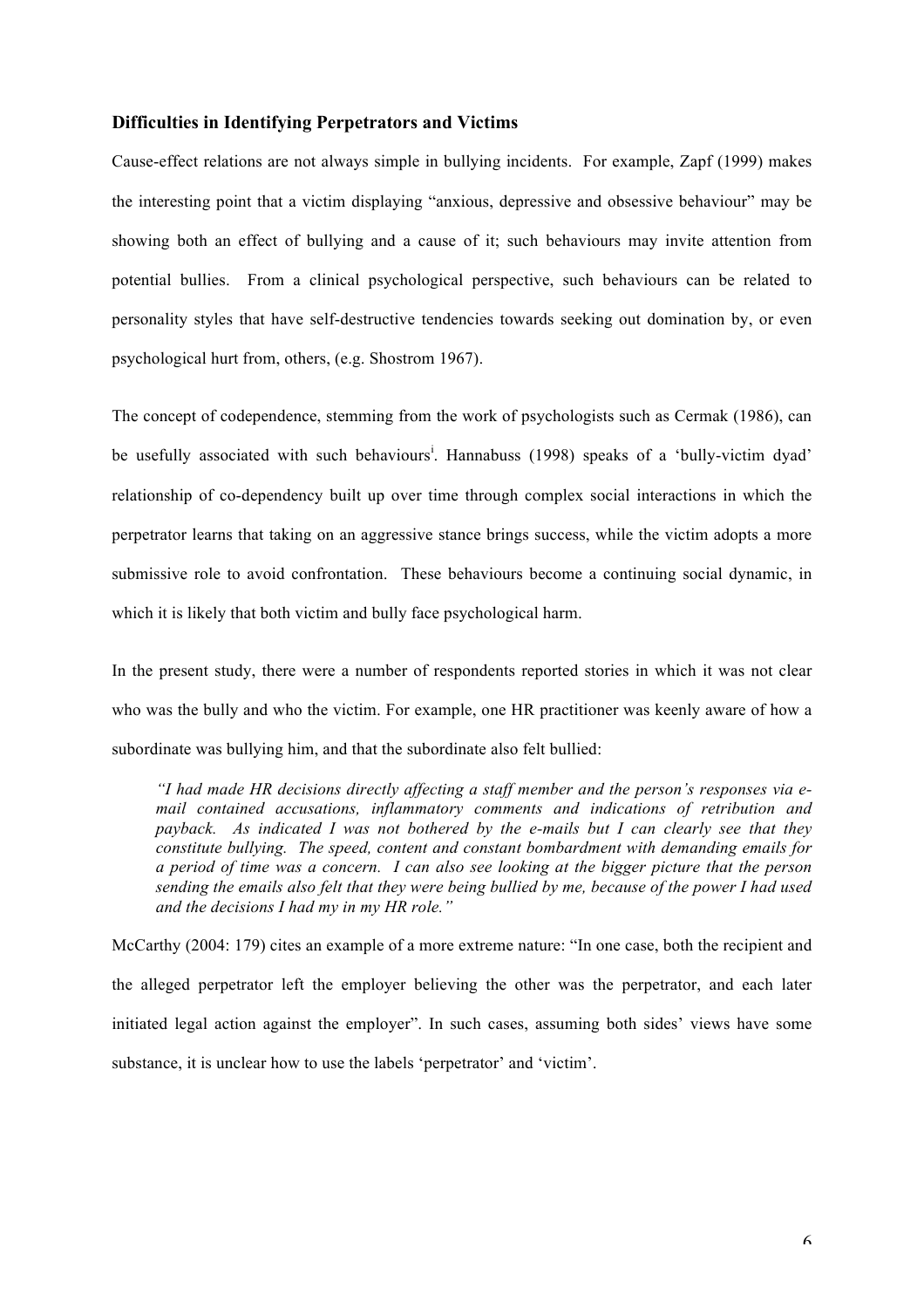### Difficulties in Identifying Perpetrators and Victims

Cause-effect relations are not always simple in bullying incidents. For example, Zapf (1999) makes the interesting point that a victim displaying "anxious, depressive and obsessive behaviour" may be showing both an effect of bullying and a cause of it; such behaviours may invite attention from potential bullies. From a clinical psychological perspective, such behaviours can be related to personality styles that have self-destructive tendencies towards seeking out domination by, or even psychological hurt from, others, (e.g. Shostrom 1967).

The concept of codependence, stemming from the work of psychologists such as Cermak (1986), can be usefully associated with such behaviours[i]. Hannabuss (1998) speaks of a 'bully-victim dyad' relationship of co-dependency built up over time through complex social interactions in which the perpetrator learns that taking on an aggressive stance brings success, while the victim adopts a more submissive role to avoid confrontation. These behaviours become a continuing social dynamic, in which it is likely that both victim and bully face psychological harm.

In the present study, there were a number of respondents reported stories in which it was not clear who was the bully and who the victim. For example, one HR practitioner was keenly aware of how a subordinate was bullying him, and that the subordinate also felt bullied:

> *"I had made HR decisions directly affecting a staff member and the person's responses via e-mail contained accusations, inflammatory comments and indications of retribution and payback. As indicated I was not bothered by the e-mails but I can clearly see that they constitute bullying. The speed, content and constant bombardment with demanding emails for a period of time was a concern. I can also see looking at the bigger picture that the person sending the emails also felt that they were being bullied by me, because of the power I had used and the decisions I had my in my HR role."*

McCarthy (2004: 179) cites an example of a more extreme nature: "In one case, both the recipient and the alleged perpetrator left the employer believing the other was the perpetrator, and each later initiated legal action against the employer". In such cases, assuming both sides' views have some substance, it is unclear how to use the labels 'perpetrator' and 'victim'.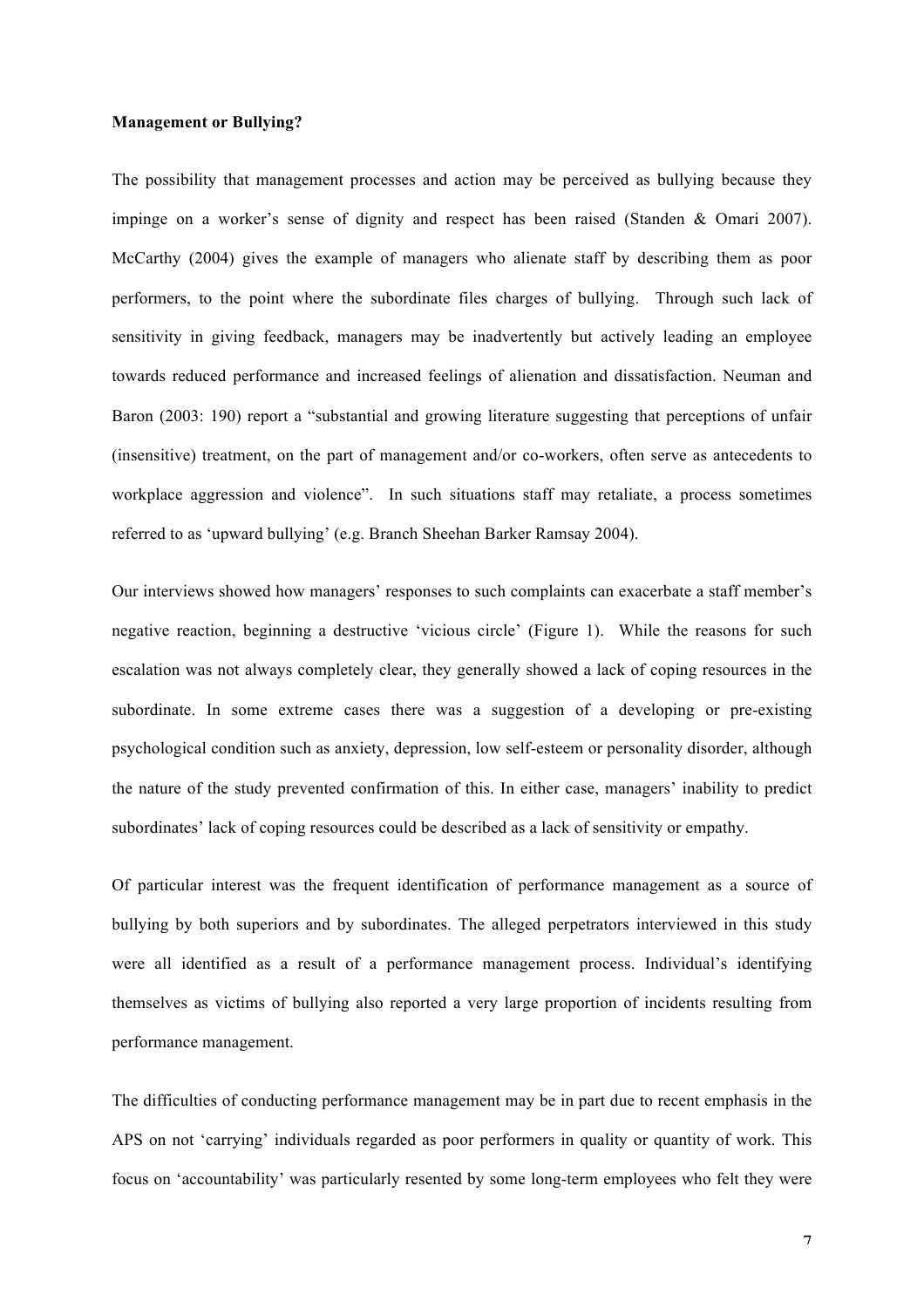**Management or Bullying?**

The possibility that management processes and action may be perceived as bullying because they impinge on a worker's sense of dignity and respect has been raised (Standen & Omari 2007). McCarthy (2004) gives the example of managers who alienate staff by describing them as poor performers, to the point where the subordinate files charges of bullying. Through such lack of sensitivity in giving feedback, managers may be inadvertently but actively leading an employee towards reduced performance and increased feelings of alienation and dissatisfaction. Neuman and Baron (2003: 190) report a "substantial and growing literature suggesting that perceptions of unfair (insensitive) treatment, on the part of management and/or co-workers, often serve as antecedents to workplace aggression and violence". In such situations staff may retaliate, a process sometimes referred to as 'upward bullying' (e.g. Branch Sheehan Barker Ramsay 2004).

Our interviews showed how managers' responses to such complaints can exacerbate a staff member's negative reaction, beginning a destructive 'vicious circle' (Figure 1). While the reasons for such escalation was not always completely clear, they generally showed a lack of coping resources in the subordinate. In some extreme cases there was a suggestion of a developing or pre-existing psychological condition such as anxiety, depression, low self-esteem or personality disorder, although the nature of the study prevented confirmation of this. In either case, managers' inability to predict subordinates' lack of coping resources could be described as a lack of sensitivity or empathy.

Of particular interest was the frequent identification of performance management as a source of bullying by both superiors and by subordinates. The alleged perpetrators interviewed in this study were all identified as a result of a performance management process. Individual's identifying themselves as victims of bullying also reported a very large proportion of incidents resulting from performance management.

The difficulties of conducting performance management may be in part due to recent emphasis in the APS on not 'carrying' individuals regarded as poor performers in quality or quantity of work. This focus on 'accountability' was particularly resented by some long-term employees who felt they were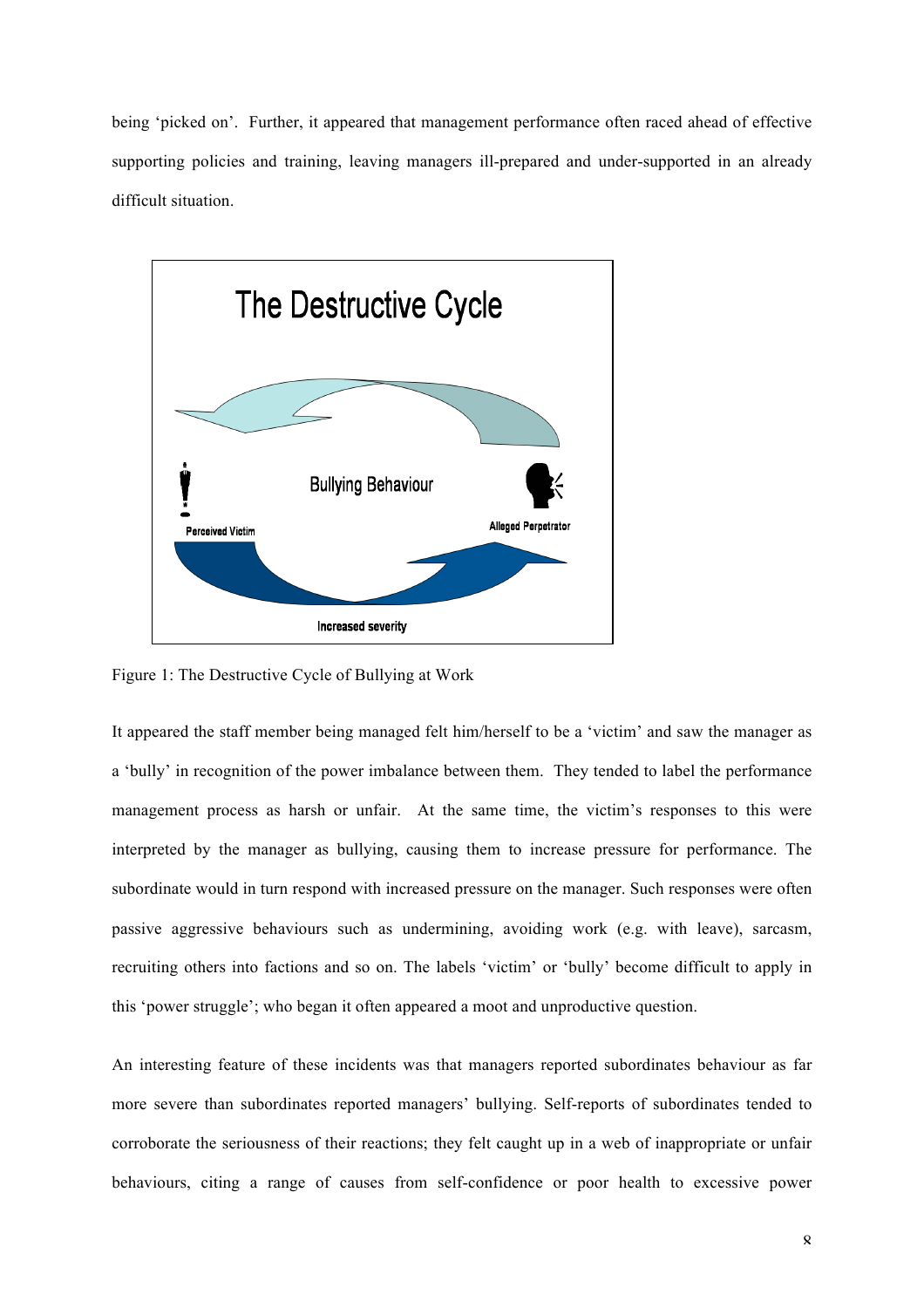being 'picked on'. Further, it appeared that management performance often raced ahead of effective supporting policies and training, leaving managers ill-prepared and under-supported in an already difficult situation.

Figure 1: The Destructive Cycle of Bullying at Work

It appeared the staff member being managed felt him/herself to be a 'victim' and saw the manager as a 'bully' in recognition of the power imbalance between them. They tended to label the performance management process as harsh or unfair. At the same time, the victim's responses to this were interpreted by the manager as bullying, causing them to increase pressure for performance. The subordinate would in turn respond with increased pressure on the manager. Such responses were often passive aggressive behaviours such as undermining, avoiding work (e.g. with leave), sarcasm, recruiting others into factions and so on. The labels 'victim' or 'bully' become difficult to apply in this 'power struggle'; who began it often appeared a moot and unproductive question.

An interesting feature of these incidents was that managers reported subordinates behaviour as far more severe than subordinates reported managers' bullying. Self-reports of subordinates tended to corroborate the seriousness of their reactions; they felt caught up in a web of inappropriate or unfair behaviours, citing a range of causes from self-confidence or poor health to excessive power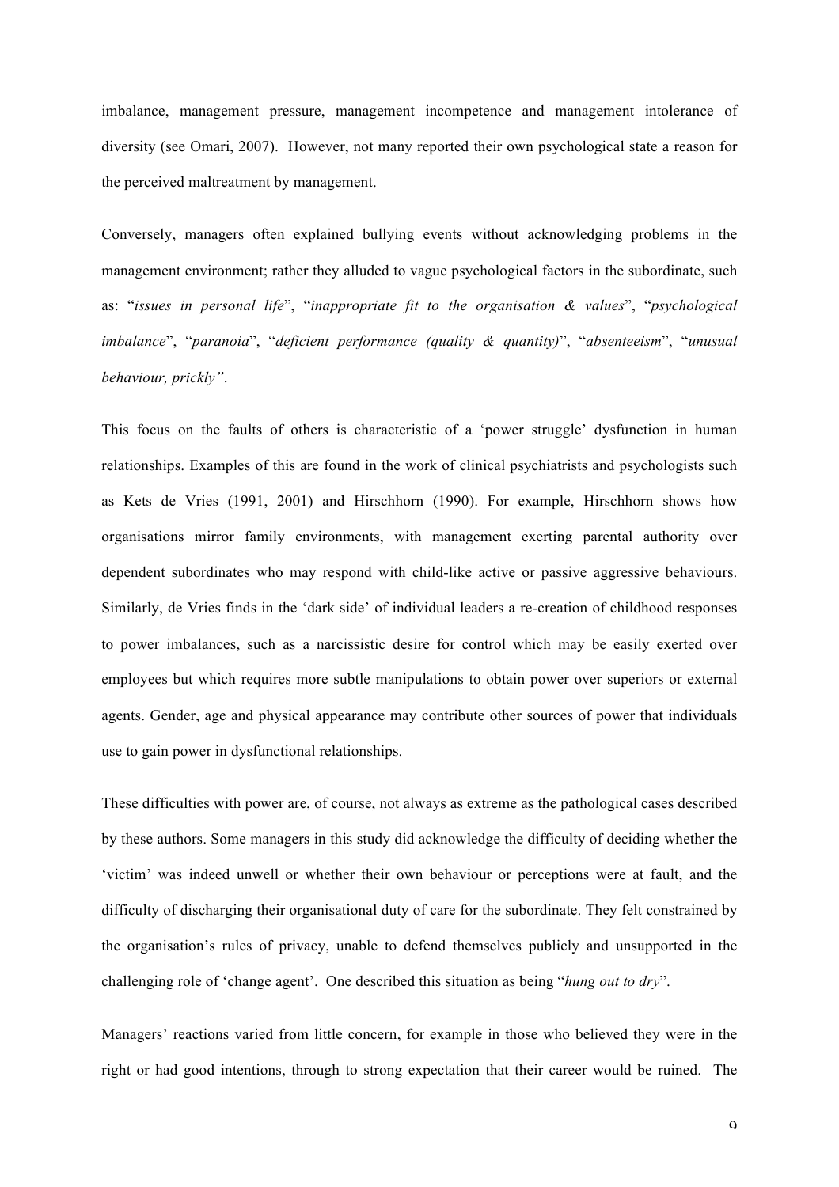imbalance, management pressure, management incompetence and management intolerance of diversity (see Omari, 2007). However, not many reported their own psychological state a reason for the perceived maltreatment by management.

Conversely, managers often explained bullying events without acknowledging problems in the management environment; rather they alluded to vague psychological factors in the subordinate, such as: "*issues in personal life*", "*inappropriate fit to the organisation & values*", "*psychological imbalance*", "*paranoia*", "*deficient performance (quality & quantity)*", "*absenteeism*", "*unusual behaviour, prickly"*.

This focus on the faults of others is characteristic of a 'power struggle' dysfunction in human relationships. Examples of this are found in the work of clinical psychiatrists and psychologists such as Kets de Vries (1991, 2001) and Hirschhorn (1990). For example, Hirschhorn shows how organisations mirror family environments, with management exerting parental authority over dependent subordinates who may respond with child-like active or passive aggressive behaviours. Similarly, de Vries finds in the 'dark side' of individual leaders a re-creation of childhood responses to power imbalances, such as a narcissistic desire for control which may be easily exerted over employees but which requires more subtle manipulations to obtain power over superiors or external agents. Gender, age and physical appearance may contribute other sources of power that individuals use to gain power in dysfunctional relationships.

These difficulties with power are, of course, not always as extreme as the pathological cases described by these authors. Some managers in this study did acknowledge the difficulty of deciding whether the 'victim' was indeed unwell or whether their own behaviour or perceptions were at fault, and the difficulty of discharging their organisational duty of care for the subordinate. They felt constrained by the organisation's rules of privacy, unable to defend themselves publicly and unsupported in the challenging role of 'change agent'. One described this situation as being "*hung out to dry*".

Managers' reactions varied from little concern, for example in those who believed they were in the right or had good intentions, through to strong expectation that their career would be ruined. The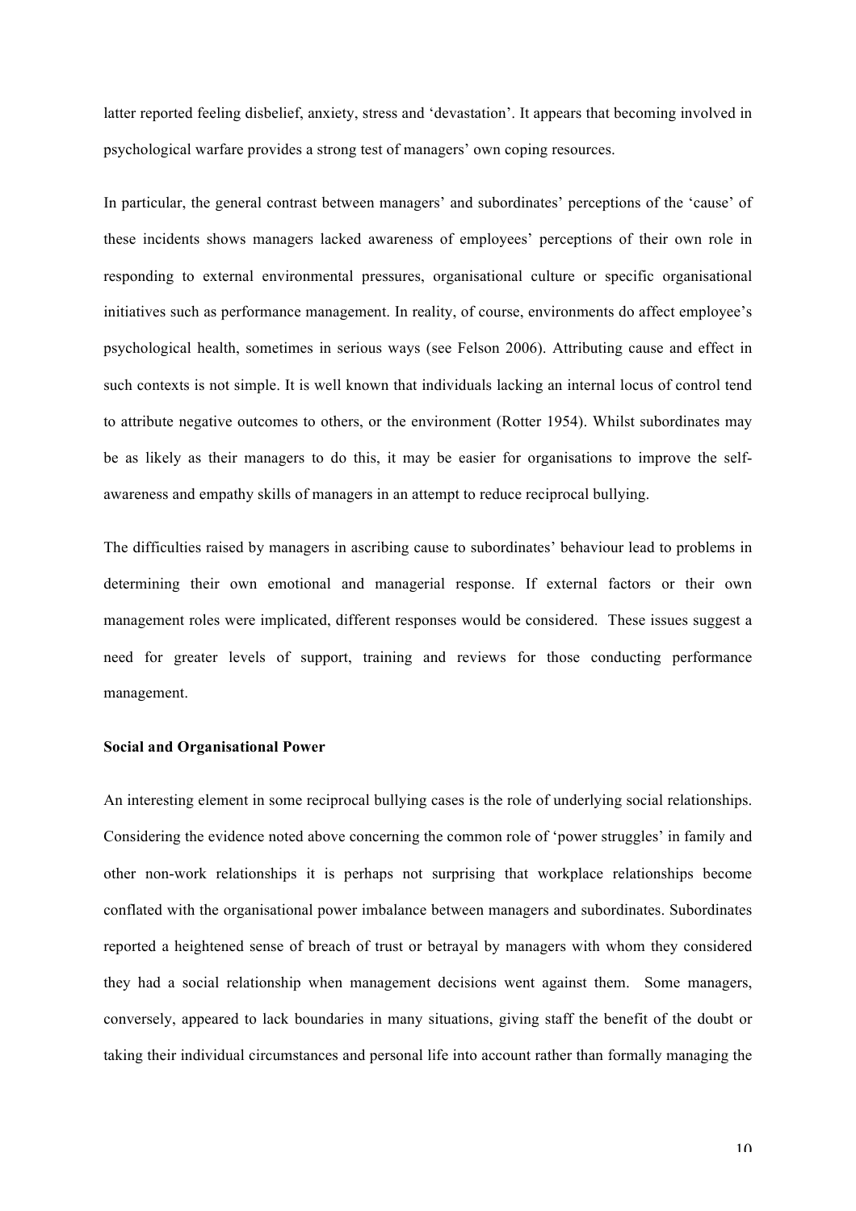latter reported feeling disbelief, anxiety, stress and 'devastation'. It appears that becoming involved in psychological warfare provides a strong test of managers' own coping resources.

In particular, the general contrast between managers' and subordinates' perceptions of the 'cause' of these incidents shows managers lacked awareness of employees' perceptions of their own role in responding to external environmental pressures, organisational culture or specific organisational initiatives such as performance management. In reality, of course, environments do affect employee's psychological health, sometimes in serious ways (see Felson 2006). Attributing cause and effect in such contexts is not simple. It is well known that individuals lacking an internal locus of control tend to attribute negative outcomes to others, or the environment (Rotter 1954). Whilst subordinates may be as likely as their managers to do this, it may be easier for organisations to improve the self-awareness and empathy skills of managers in an attempt to reduce reciprocal bullying.

The difficulties raised by managers in ascribing cause to subordinates' behaviour lead to problems in determining their own emotional and managerial response. If external factors or their own management roles were implicated, different responses would be considered. These issues suggest a need for greater levels of support, training and reviews for those conducting performance management.

**Social and Organisational Power**

An interesting element in some reciprocal bullying cases is the role of underlying social relationships. Considering the evidence noted above concerning the common role of 'power struggles' in family and other non-work relationships it is perhaps not surprising that workplace relationships become conflated with the organisational power imbalance between managers and subordinates. Subordinates reported a heightened sense of breach of trust or betrayal by managers with whom they considered they had a social relationship when management decisions went against them. Some managers, conversely, appeared to lack boundaries in many situations, giving staff the benefit of the doubt or taking their individual circumstances and personal life into account rather than formally managing the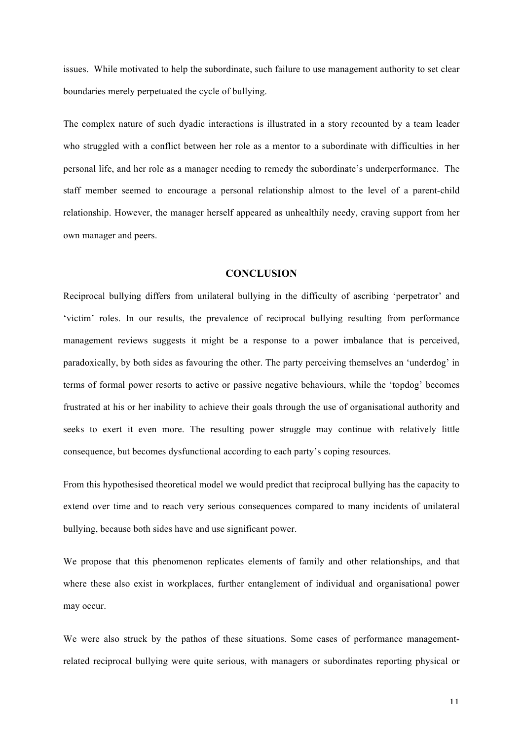issues. While motivated to help the subordinate, such failure to use management authority to set clear boundaries merely perpetuated the cycle of bullying.

The complex nature of such dyadic interactions is illustrated in a story recounted by a team leader who struggled with a conflict between her role as a mentor to a subordinate with difficulties in her personal life, and her role as a manager needing to remedy the subordinate's underperformance. The staff member seemed to encourage a personal relationship almost to the level of a parent-child relationship. However, the manager herself appeared as unhealthily needy, craving support from her own manager and peers.

## CONCLUSION

Reciprocal bullying differs from unilateral bullying in the difficulty of ascribing 'perpetrator' and 'victim' roles. In our results, the prevalence of reciprocal bullying resulting from performance management reviews suggests it might be a response to a power imbalance that is perceived, paradoxically, by both sides as favouring the other. The party perceiving themselves an 'underdog' in terms of formal power resorts to active or passive negative behaviours, while the 'topdog' becomes frustrated at his or her inability to achieve their goals through the use of organisational authority and seeks to exert it even more. The resulting power struggle may continue with relatively little consequence, but becomes dysfunctional according to each party's coping resources.

From this hypothesised theoretical model we would predict that reciprocal bullying has the capacity to extend over time and to reach very serious consequences compared to many incidents of unilateral bullying, because both sides have and use significant power.

We propose that this phenomenon replicates elements of family and other relationships, and that where these also exist in workplaces, further entanglement of individual and organisational power may occur.

We were also struck by the pathos of these situations. Some cases of performance management-related reciprocal bullying were quite serious, with managers or subordinates reporting physical or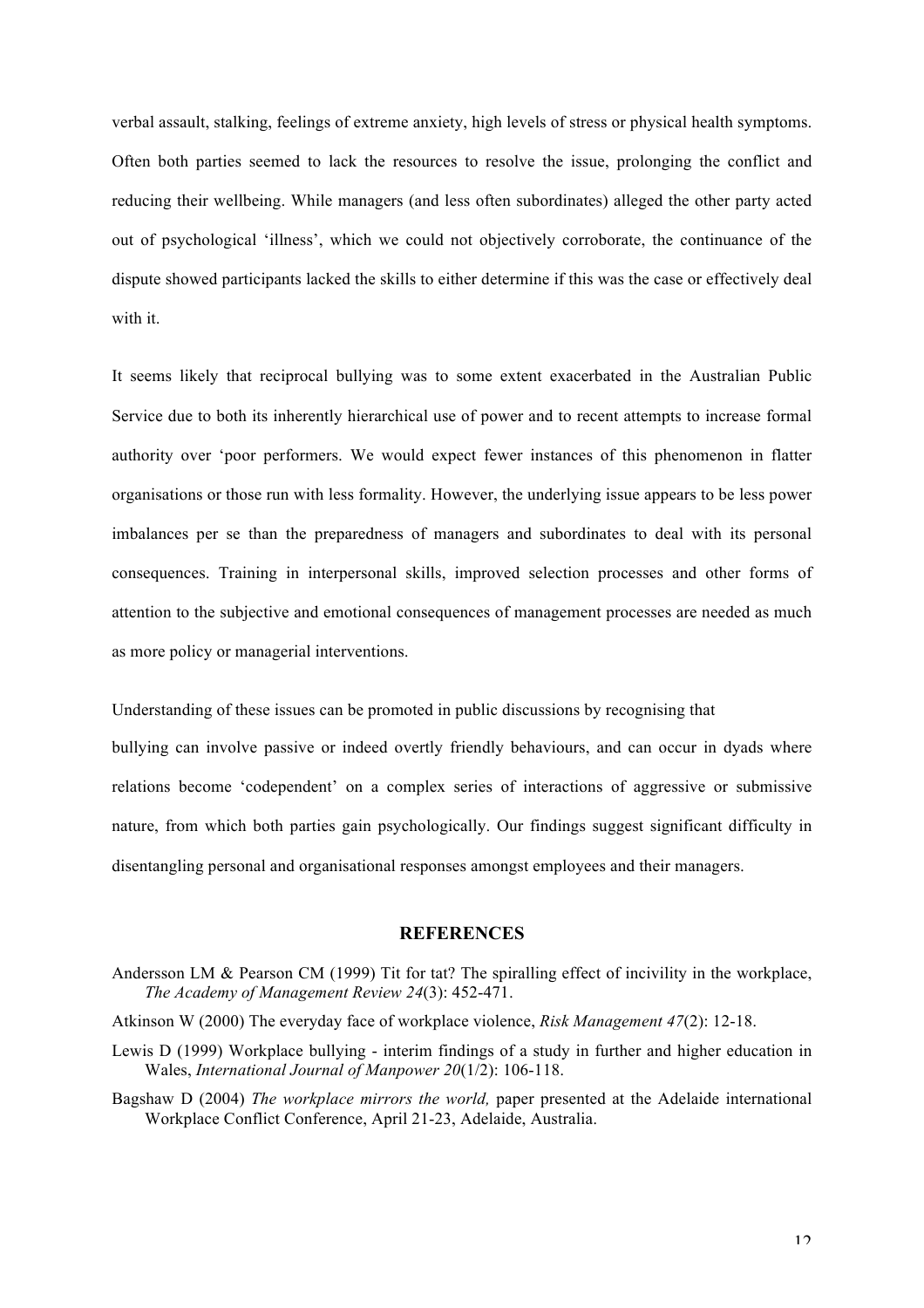verbal assault, stalking, feelings of extreme anxiety, high levels of stress or physical health symptoms. Often both parties seemed to lack the resources to resolve the issue, prolonging the conflict and reducing their wellbeing. While managers (and less often subordinates) alleged the other party acted out of psychological 'illness', which we could not objectively corroborate, the continuance of the dispute showed participants lacked the skills to either determine if this was the case or effectively deal with it.

It seems likely that reciprocal bullying was to some extent exacerbated in the Australian Public Service due to both its inherently hierarchical use of power and to recent attempts to increase formal authority over 'poor performers. We would expect fewer instances of this phenomenon in flatter organisations or those run with less formality. However, the underlying issue appears to be less power imbalances per se than the preparedness of managers and subordinates to deal with its personal consequences. Training in interpersonal skills, improved selection processes and other forms of attention to the subjective and emotional consequences of management processes are needed as much as more policy or managerial interventions.

Understanding of these issues can be promoted in public discussions by recognising that bullying can involve passive or indeed overtly friendly behaviours, and can occur in dyads where relations become 'codependent' on a complex series of interactions of aggressive or submissive nature, from which both parties gain psychologically. Our findings suggest significant difficulty in disentangling personal and organisational responses amongst employees and their managers.

## REFERENCES

Andersson LM & Pearson CM (1999) Tit for tat? The spiralling effect of incivility in the workplace, *The Academy of Management Review 24*(3): 452-471.

Atkinson W (2000) The everyday face of workplace violence, *Risk Management 47*(2): 12-18.

Lewis D (1999) Workplace bullying - interim findings of a study in further and higher education in Wales, *International Journal of Manpower 20*(1/2): 106-118.

Bagshaw D (2004) *The workplace mirrors the world,* paper presented at the Adelaide international Workplace Conflict Conference, April 21-23, Adelaide, Australia.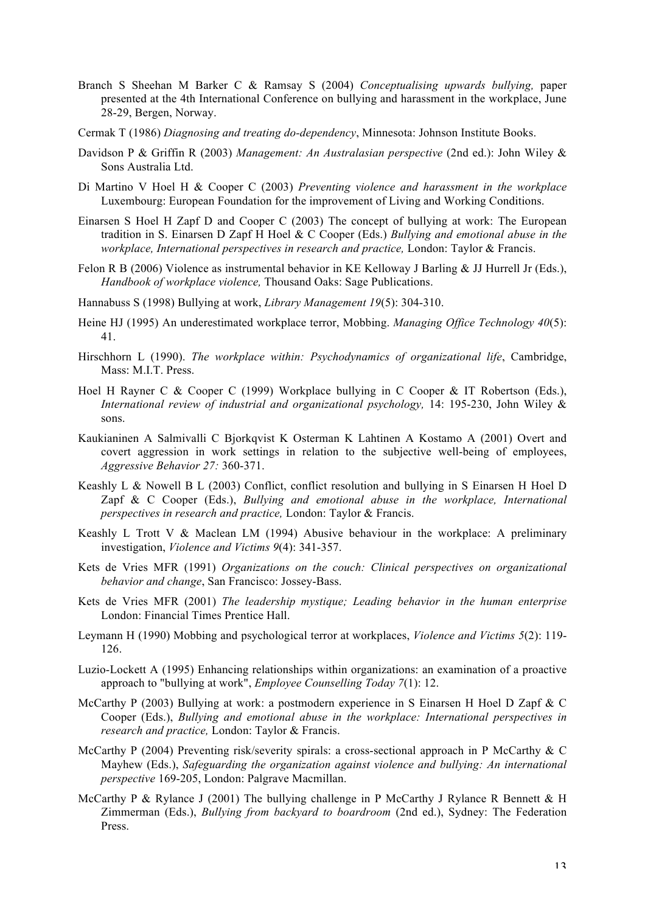Branch S Sheehan M Barker C & Ramsay S (2004) *Conceptualising upwards bullying,* paper presented at the 4th International Conference on bullying and harassment in the workplace, June 28-29, Bergen, Norway.

Cermak T (1986) *Diagnosing and treating do-dependency*, Minnesota: Johnson Institute Books.

Davidson P & Griffin R (2003) *Management: An Australasian perspective* (2nd ed.): John Wiley & Sons Australia Ltd.

Di Martino V Hoel H & Cooper C (2003) *Preventing violence and harassment in the workplace* Luxembourg: European Foundation for the improvement of Living and Working Conditions.

Einarsen S Hoel H Zapf D and Cooper C (2003) The concept of bullying at work: The European tradition in S. Einarsen D Zapf H Hoel & C Cooper (Eds.) *Bullying and emotional abuse in the workplace, International perspectives in research and practice,* London: Taylor & Francis.

Felon R B (2006) Violence as instrumental behavior in KE Kelloway J Barling & JJ Hurrell Jr (Eds.), *Handbook of workplace violence,* Thousand Oaks: Sage Publications.

Hannabuss S (1998) Bullying at work, *Library Management 19*(5): 304-310.

Heine HJ (1995) An underestimated workplace terror, Mobbing. *Managing Office Technology 40*(5): 41.

Hirschhorn L (1990). *The workplace within: Psychodynamics of organizational life*, Cambridge, Mass: M.I.T. Press.

Hoel H Rayner C & Cooper C (1999) Workplace bullying in C Cooper & IT Robertson (Eds.), *International review of industrial and organizational psychology,* 14: 195-230, John Wiley & sons.

Kaukianinen A Salmivalli C Bjorkqvist K Osterman K Lahtinen A Kostamo A (2001) Overt and covert aggression in work settings in relation to the subjective well-being of employees, *Aggressive Behavior 27:* 360-371.

Keashly L & Nowell B L (2003) Conflict, conflict resolution and bullying in S Einarsen H Hoel D Zapf & C Cooper (Eds.), *Bullying and emotional abuse in the workplace, International perspectives in research and practice,* London: Taylor & Francis.

Keashly L Trott V & Maclean LM (1994) Abusive behaviour in the workplace: A preliminary investigation, *Violence and Victims 9*(4): 341-357.

Kets de Vries MFR (1991) *Organizations on the couch: Clinical perspectives on organizational behavior and change*, San Francisco: Jossey-Bass.

Kets de Vries MFR (2001) *The leadership mystique; Leading behavior in the human enterprise* London: Financial Times Prentice Hall.

Leymann H (1990) Mobbing and psychological terror at workplaces, *Violence and Victims 5*(2): 119-126.

Luzio-Lockett A (1995) Enhancing relationships within organizations: an examination of a proactive approach to "bullying at work", *Employee Counselling Today 7*(1): 12.

McCarthy P (2003) Bullying at work: a postmodern experience in S Einarsen H Hoel D Zapf & C Cooper (Eds.), *Bullying and emotional abuse in the workplace: International perspectives in research and practice,* London: Taylor & Francis.

McCarthy P (2004) Preventing risk/severity spirals: a cross-sectional approach in P McCarthy & C Mayhew (Eds.), *Safeguarding the organization against violence and bullying: An international perspective* 169-205, London: Palgrave Macmillan.

McCarthy P & Rylance J (2001) The bullying challenge in P McCarthy J Rylance R Bennett & H Zimmerman (Eds.), *Bullying from backyard to boardroom* (2nd ed.), Sydney: The Federation Press.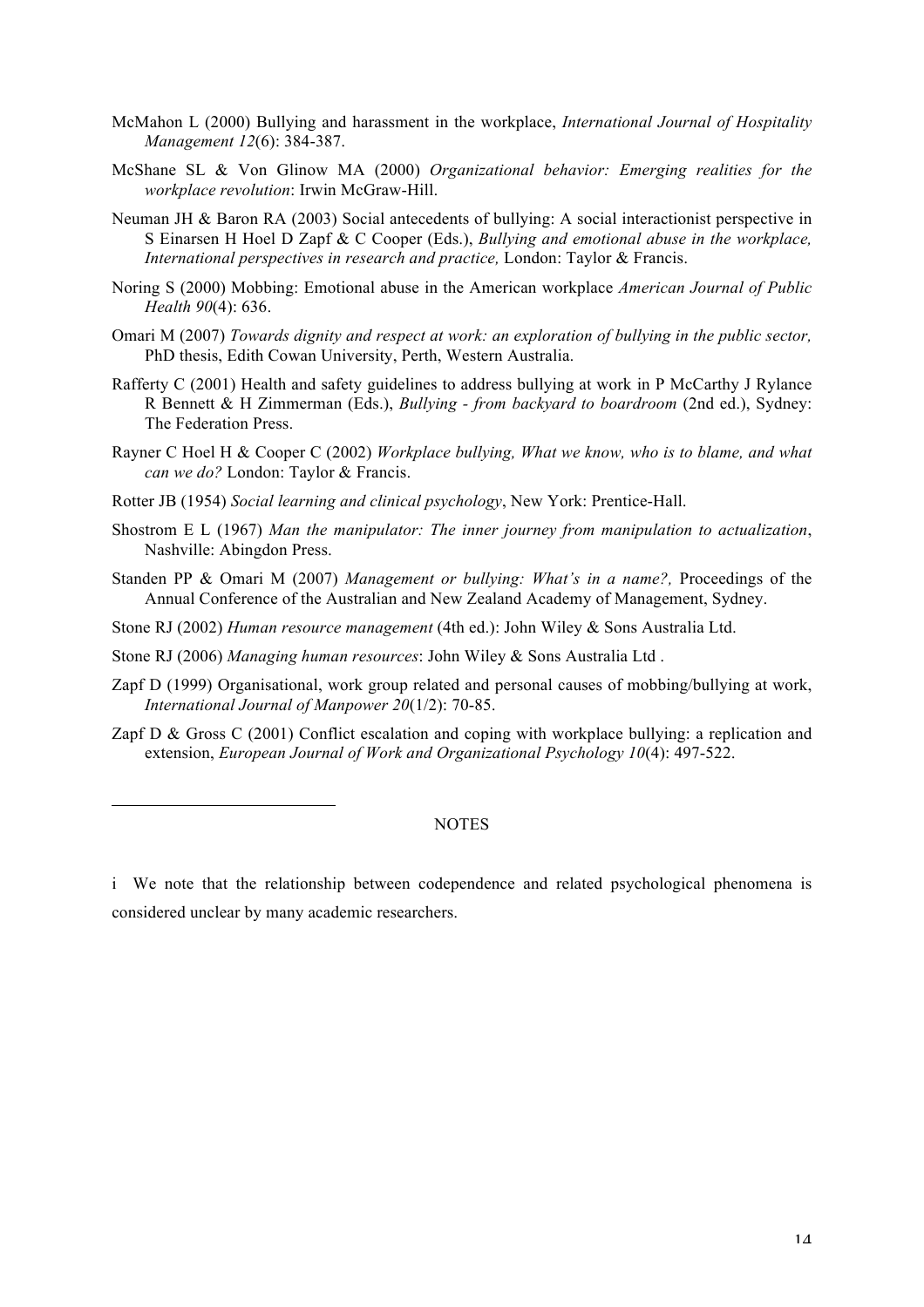McMahon L (2000) Bullying and harassment in the workplace, *International Journal of Hospitality Management 12*(6): 384-387.

McShane SL & Von Glinow MA (2000) *Organizational behavior: Emerging realities for the workplace revolution*: Irwin McGraw-Hill.

Neuman JH & Baron RA (2003) Social antecedents of bullying: A social interactionist perspective in S Einarsen H Hoel D Zapf & C Cooper (Eds.), *Bullying and emotional abuse in the workplace, International perspectives in research and practice,* London: Taylor & Francis.

Noring S (2000) Mobbing: Emotional abuse in the American workplace *American Journal of Public Health 90*(4): 636.

Omari M (2007) *Towards dignity and respect at work: an exploration of bullying in the public sector,* PhD thesis, Edith Cowan University, Perth, Western Australia.

Rafferty C (2001) Health and safety guidelines to address bullying at work in P McCarthy J Rylance R Bennett & H Zimmerman (Eds.), *Bullying - from backyard to boardroom* (2nd ed.), Sydney: The Federation Press.

Rayner C Hoel H & Cooper C (2002) *Workplace bullying, What we know, who is to blame, and what can we do?* London: Taylor & Francis.

Rotter JB (1954) *Social learning and clinical psychology*, New York: Prentice-Hall.

Shostrom E L (1967) *Man the manipulator: The inner journey from manipulation to actualization*, Nashville: Abingdon Press.

Standen PP & Omari M (2007) *Management or bullying: What's in a name?,* Proceedings of the Annual Conference of the Australian and New Zealand Academy of Management, Sydney.

Stone RJ (2002) *Human resource management* (4th ed.): John Wiley & Sons Australia Ltd.

Stone RJ (2006) *Managing human resources*: John Wiley & Sons Australia Ltd .

Zapf D (1999) Organisational, work group related and personal causes of mobbing/bullying at work, *International Journal of Manpower 20*(1/2): 70-85.

Zapf D & Gross C (2001) Conflict escalation and coping with workplace bullying: a replication and extension, *European Journal of Work and Organizational Psychology 10*(4): 497-522.

NOTES

i We note that the relationship between codependence and related psychological phenomena is considered unclear by many academic researchers.